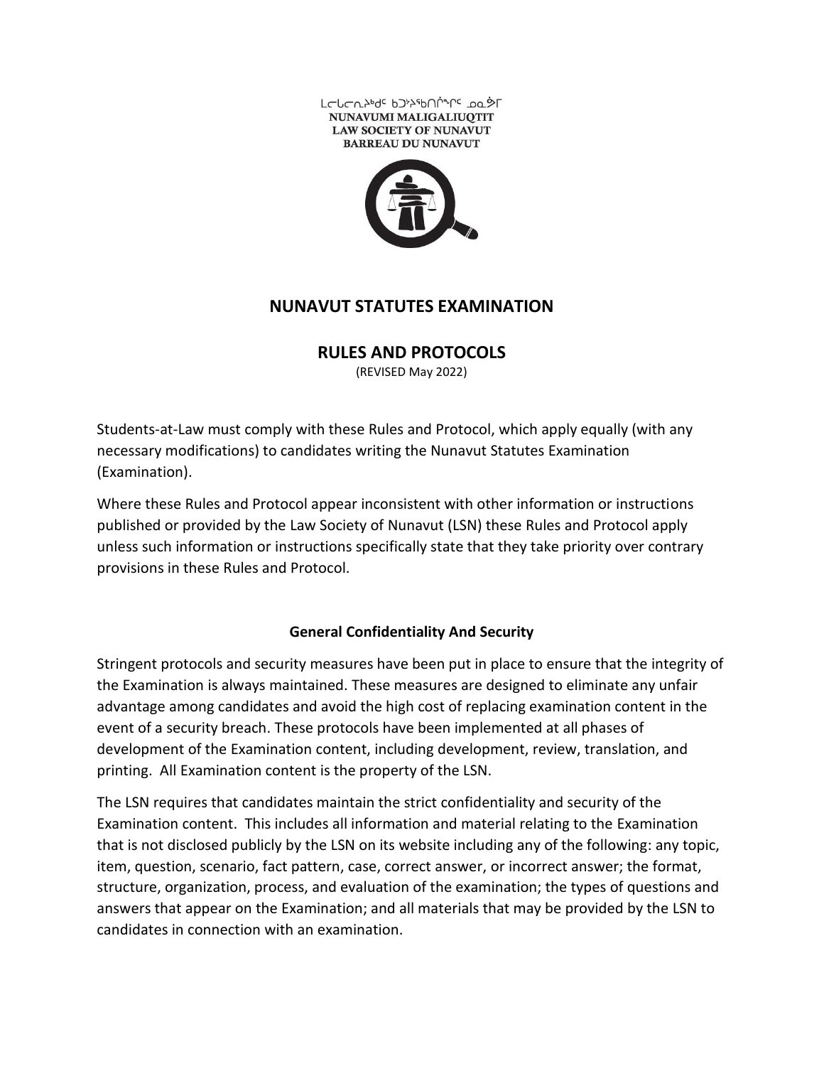ᓄᓇᕗᒥ ᒪᓕᒐᓕᐅᖅᑎᑦ ᑲᑐᔾᔨᖃᑎᒌᖏᑦ ᓄᓇᕗᒥ
NUNAVUMI MALIGALIUQTIT
LAW SOCIETY OF NUNAVUT
BARREAU DU NUNAVUT

# NUNAVUT STATUTES EXAMINATION

## RULES AND PROTOCOLS

(REVISED May 2022)

Students-at-Law must comply with these Rules and Protocol, which apply equally (with any necessary modifications) to candidates writing the Nunavut Statutes Examination (Examination).

Where these Rules and Protocol appear inconsistent with other information or instructions published or provided by the Law Society of Nunavut (LSN) these Rules and Protocol apply unless such information or instructions specifically state that they take priority over contrary provisions in these Rules and Protocol.

### General Confidentiality And Security

Stringent protocols and security measures have been put in place to ensure that the integrity of the Examination is always maintained. These measures are designed to eliminate any unfair advantage among candidates and avoid the high cost of replacing examination content in the event of a security breach. These protocols have been implemented at all phases of development of the Examination content, including development, review, translation, and printing. All Examination content is the property of the LSN.

The LSN requires that candidates maintain the strict confidentiality and security of the Examination content. This includes all information and material relating to the Examination that is not disclosed publicly by the LSN on its website including any of the following: any topic, item, question, scenario, fact pattern, case, correct answer, or incorrect answer; the format, structure, organization, process, and evaluation of the examination; the types of questions and answers that appear on the Examination; and all materials that may be provided by the LSN to candidates in connection with an examination.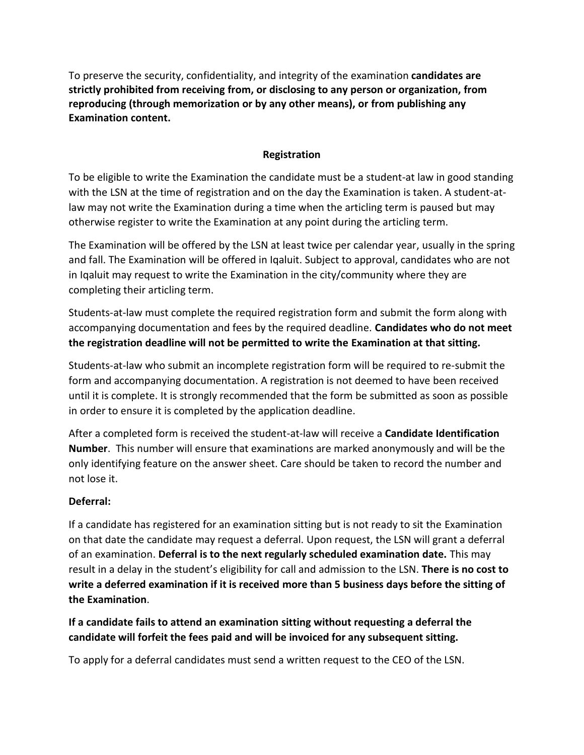To preserve the security, confidentiality, and integrity of the examination **candidates are strictly prohibited from receiving from, or disclosing to any person or organization, from reproducing (through memorization or by any other means), or from publishing any Examination content.**

## Registration

To be eligible to write the Examination the candidate must be a student-at law in good standing with the LSN at the time of registration and on the day the Examination is taken. A student-at-law may not write the Examination during a time when the articling term is paused but may otherwise register to write the Examination at any point during the articling term.

The Examination will be offered by the LSN at least twice per calendar year, usually in the spring and fall. The Examination will be offered in Iqaluit. Subject to approval, candidates who are not in Iqaluit may request to write the Examination in the city/community where they are completing their articling term.

Students-at-law must complete the required registration form and submit the form along with accompanying documentation and fees by the required deadline. **Candidates who do not meet the registration deadline will not be permitted to write the Examination at that sitting.**

Students-at-law who submit an incomplete registration form will be required to re-submit the form and accompanying documentation. A registration is not deemed to have been received until it is complete. It is strongly recommended that the form be submitted as soon as possible in order to ensure it is completed by the application deadline.

After a completed form is received the student-at-law will receive a **Candidate Identification Number**. This number will ensure that examinations are marked anonymously and will be the only identifying feature on the answer sheet. Care should be taken to record the number and not lose it.

**Deferral:**

If a candidate has registered for an examination sitting but is not ready to sit the Examination on that date the candidate may request a deferral. Upon request, the LSN will grant a deferral of an examination. **Deferral is to the next regularly scheduled examination date.** This may result in a delay in the student's eligibility for call and admission to the LSN. **There is no cost to write a deferred examination if it is received more than 5 business days before the sitting of the Examination**.

**If a candidate fails to attend an examination sitting without requesting a deferral the candidate will forfeit the fees paid and will be invoiced for any subsequent sitting.**

To apply for a deferral candidates must send a written request to the CEO of the LSN.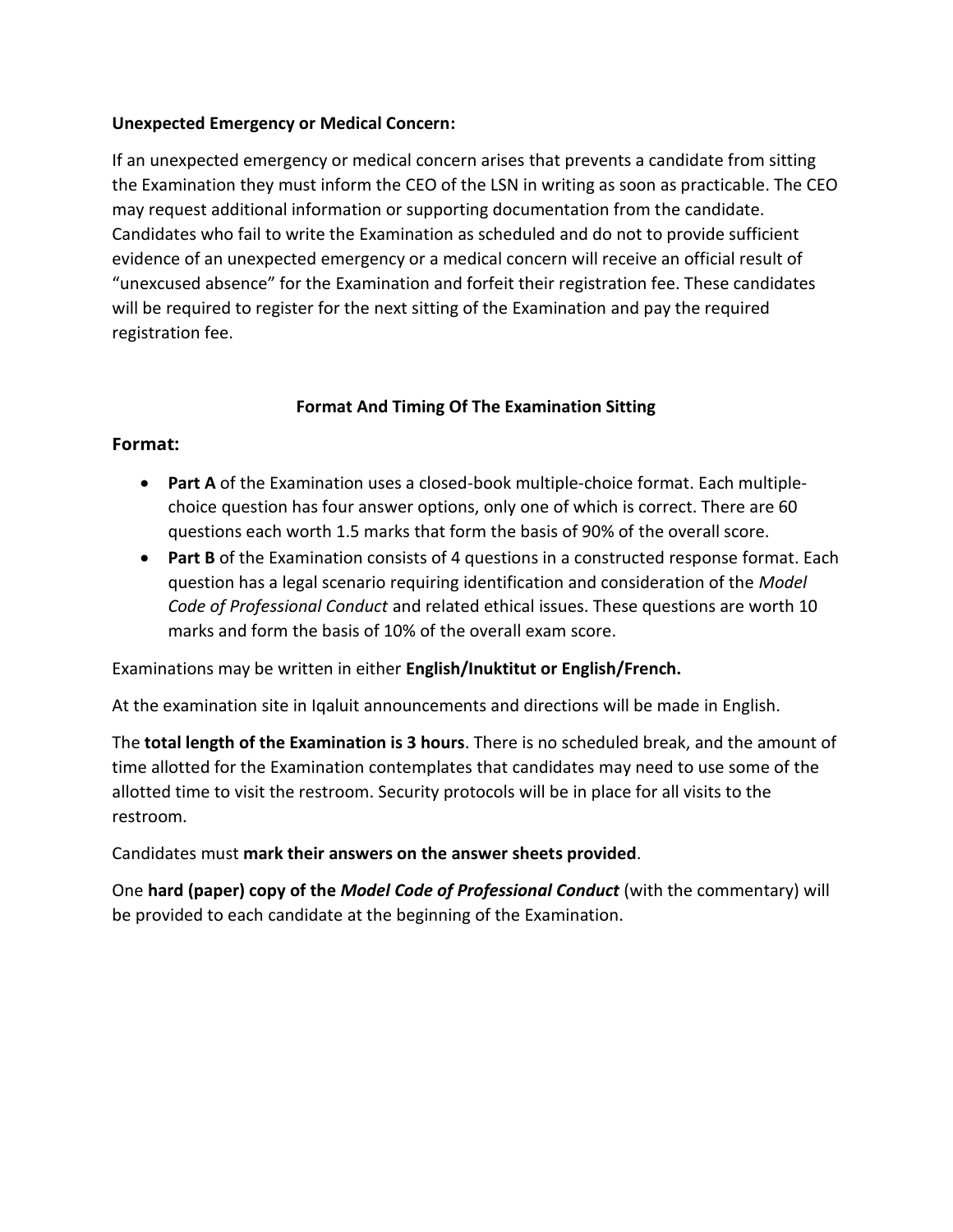**Unexpected Emergency or Medical Concern:**

If an unexpected emergency or medical concern arises that prevents a candidate from sitting the Examination they must inform the CEO of the LSN in writing as soon as practicable. The CEO may request additional information or supporting documentation from the candidate. Candidates who fail to write the Examination as scheduled and do not to provide sufficient evidence of an unexpected emergency or a medical concern will receive an official result of "unexcused absence" for the Examination and forfeit their registration fee. These candidates will be required to register for the next sitting of the Examination and pay the required registration fee.

## Format And Timing Of The Examination Sitting

### Format:

- **Part A** of the Examination uses a closed-book multiple-choice format. Each multiple-choice question has four answer options, only one of which is correct. There are 60 questions each worth 1.5 marks that form the basis of 90% of the overall score.
- **Part B** of the Examination consists of 4 questions in a constructed response format. Each question has a legal scenario requiring identification and consideration of the *Model Code of Professional Conduct* and related ethical issues. These questions are worth 10 marks and form the basis of 10% of the overall exam score.

Examinations may be written in either **English/Inuktitut or English/French.**

At the examination site in Iqaluit announcements and directions will be made in English.

The **total length of the Examination is 3 hours**. There is no scheduled break, and the amount of time allotted for the Examination contemplates that candidates may need to use some of the allotted time to visit the restroom. Security protocols will be in place for all visits to the restroom.

Candidates must **mark their answers on the answer sheets provided**.

One **hard (paper) copy of the *Model Code of Professional Conduct*** (with the commentary) will be provided to each candidate at the beginning of the Examination.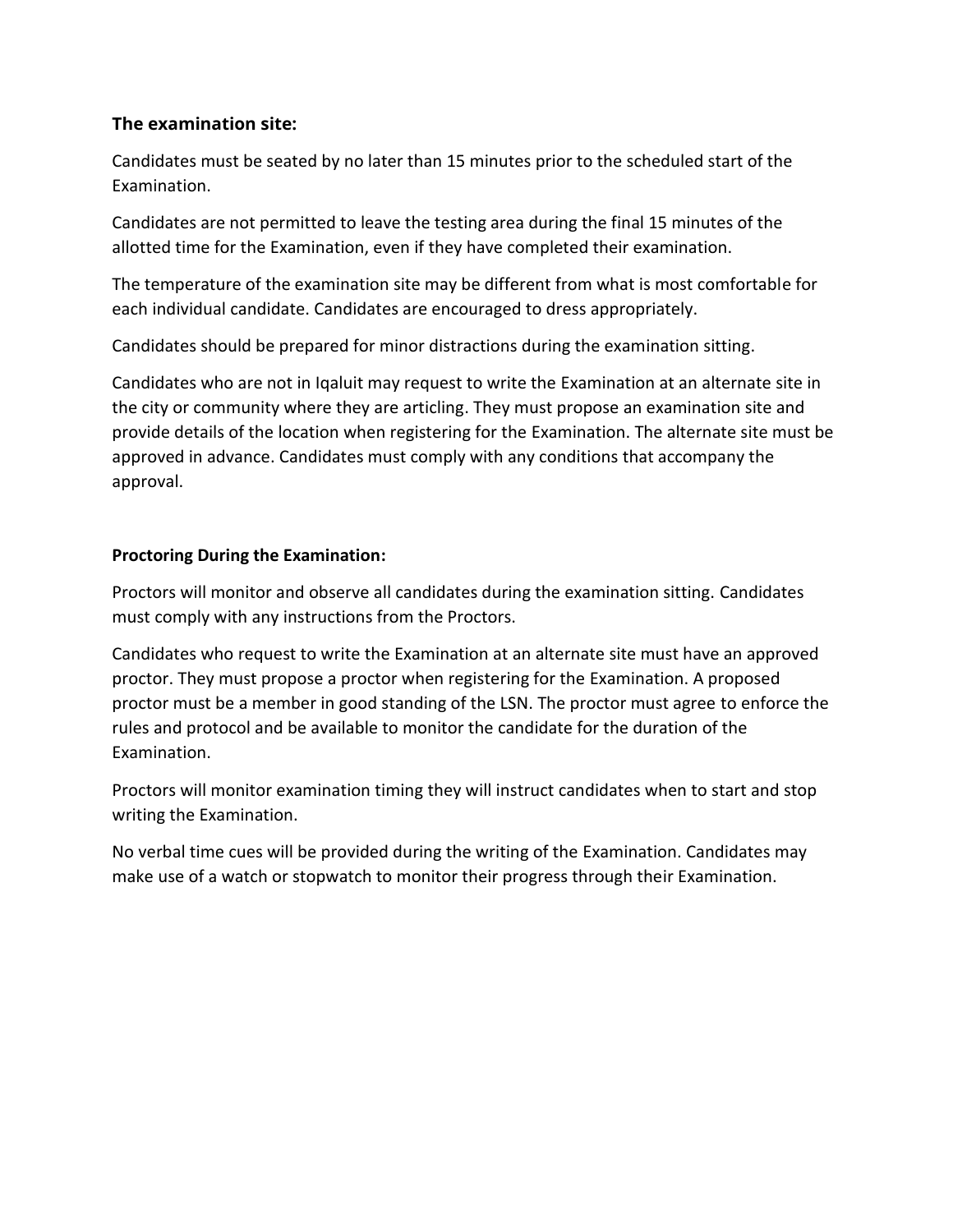### The examination site:

Candidates must be seated by no later than 15 minutes prior to the scheduled start of the Examination.

Candidates are not permitted to leave the testing area during the final 15 minutes of the allotted time for the Examination, even if they have completed their examination.

The temperature of the examination site may be different from what is most comfortable for each individual candidate. Candidates are encouraged to dress appropriately.

Candidates should be prepared for minor distractions during the examination sitting.

Candidates who are not in Iqaluit may request to write the Examination at an alternate site in the city or community where they are articling. They must propose an examination site and provide details of the location when registering for the Examination. The alternate site must be approved in advance. Candidates must comply with any conditions that accompany the approval.

**Proctoring During the Examination:**

Proctors will monitor and observe all candidates during the examination sitting. Candidates must comply with any instructions from the Proctors.

Candidates who request to write the Examination at an alternate site must have an approved proctor. They must propose a proctor when registering for the Examination. A proposed proctor must be a member in good standing of the LSN. The proctor must agree to enforce the rules and protocol and be available to monitor the candidate for the duration of the Examination.

Proctors will monitor examination timing they will instruct candidates when to start and stop writing the Examination.

No verbal time cues will be provided during the writing of the Examination. Candidates may make use of a watch or stopwatch to monitor their progress through their Examination.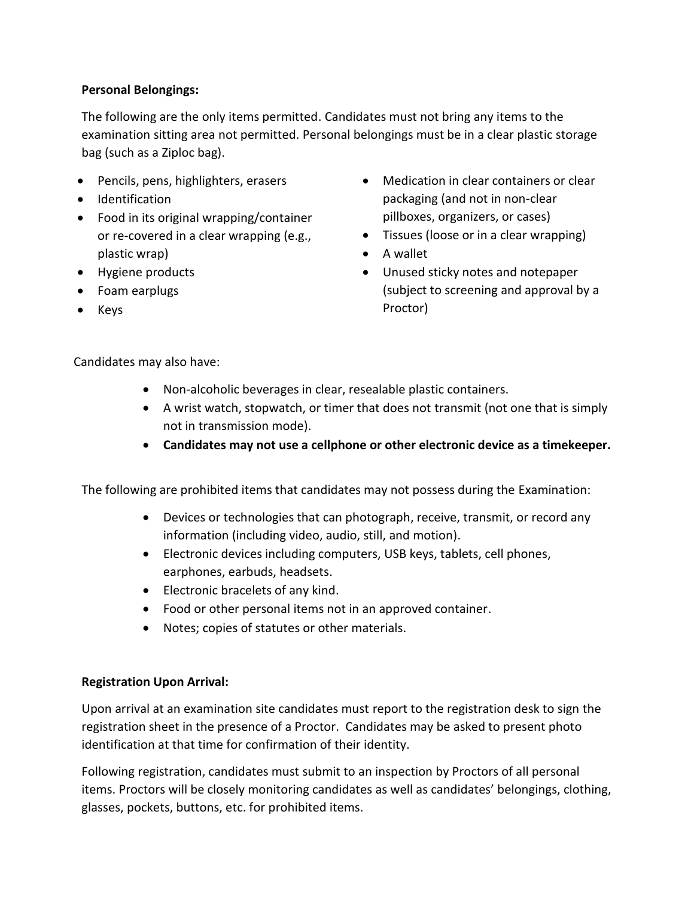**Personal Belongings:**

The following are the only items permitted. Candidates must not bring any items to the examination sitting area not permitted. Personal belongings must be in a clear plastic storage bag (such as a Ziploc bag).

- Pencils, pens, highlighters, erasers
- Identification
- Food in its original wrapping/container or re-covered in a clear wrapping (e.g., plastic wrap)
- Hygiene products
- Foam earplugs
- Keys
- Medication in clear containers or clear packaging (and not in non-clear pillboxes, organizers, or cases)
- Tissues (loose or in a clear wrapping)
- A wallet
- Unused sticky notes and notepaper (subject to screening and approval by a Proctor)

Candidates may also have:

- Non-alcoholic beverages in clear, resealable plastic containers.
- A wrist watch, stopwatch, or timer that does not transmit (not one that is simply not in transmission mode).
- **Candidates may not use a cellphone or other electronic device as a timekeeper.**

The following are prohibited items that candidates may not possess during the Examination:

- Devices or technologies that can photograph, receive, transmit, or record any information (including video, audio, still, and motion).
- Electronic devices including computers, USB keys, tablets, cell phones, earphones, earbuds, headsets.
- Electronic bracelets of any kind.
- Food or other personal items not in an approved container.
- Notes; copies of statutes or other materials.

**Registration Upon Arrival:**

Upon arrival at an examination site candidates must report to the registration desk to sign the registration sheet in the presence of a Proctor. Candidates may be asked to present photo identification at that time for confirmation of their identity.

Following registration, candidates must submit to an inspection by Proctors of all personal items. Proctors will be closely monitoring candidates as well as candidates' belongings, clothing, glasses, pockets, buttons, etc. for prohibited items.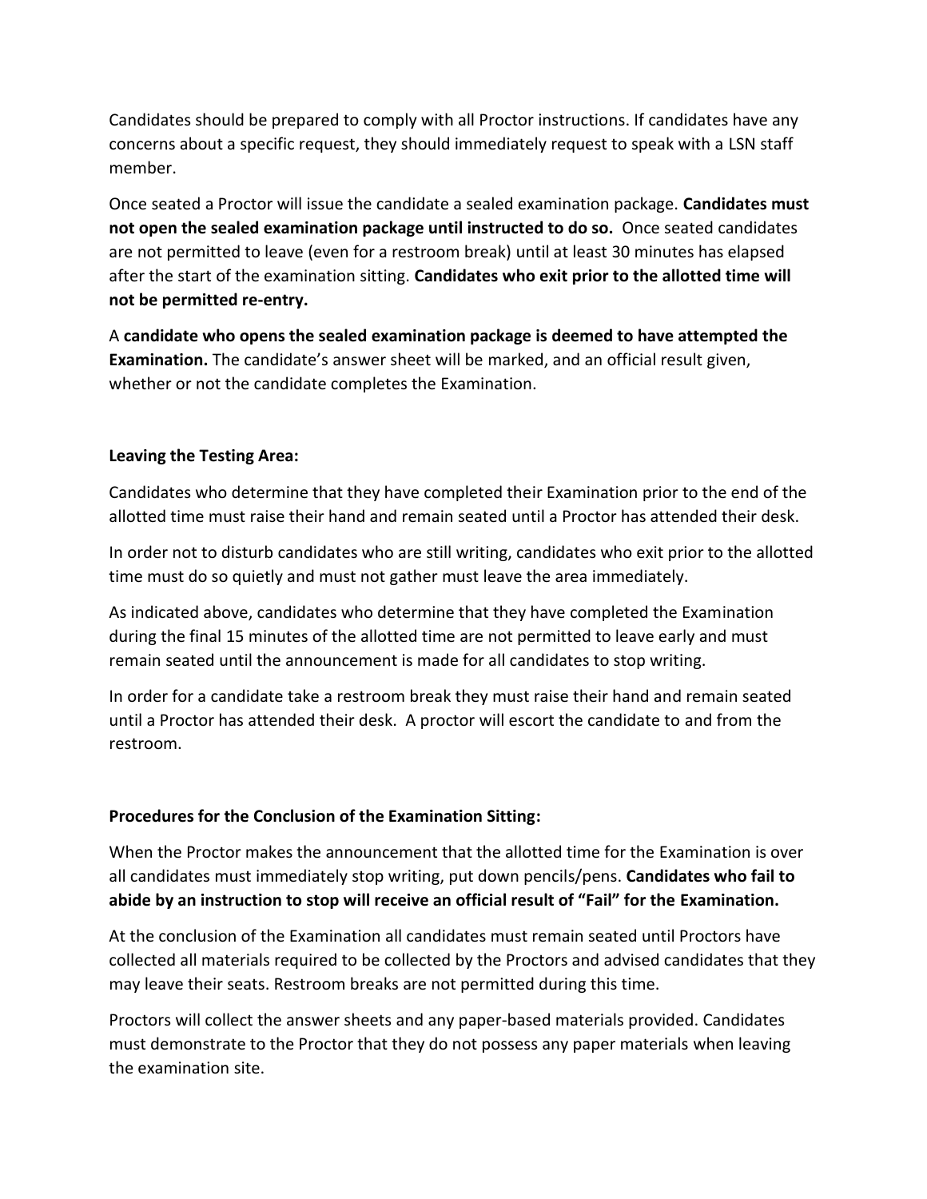Candidates should be prepared to comply with all Proctor instructions. If candidates have any concerns about a specific request, they should immediately request to speak with a LSN staff member.

Once seated a Proctor will issue the candidate a sealed examination package. **Candidates must not open the sealed examination package until instructed to do so.** Once seated candidates are not permitted to leave (even for a restroom break) until at least 30 minutes has elapsed after the start of the examination sitting. **Candidates who exit prior to the allotted time will not be permitted re-entry.**

A **candidate who opens the sealed examination package is deemed to have attempted the Examination.** The candidate's answer sheet will be marked, and an official result given, whether or not the candidate completes the Examination.

**Leaving the Testing Area:**

Candidates who determine that they have completed their Examination prior to the end of the allotted time must raise their hand and remain seated until a Proctor has attended their desk.

In order not to disturb candidates who are still writing, candidates who exit prior to the allotted time must do so quietly and must not gather must leave the area immediately.

As indicated above, candidates who determine that they have completed the Examination during the final 15 minutes of the allotted time are not permitted to leave early and must remain seated until the announcement is made for all candidates to stop writing.

In order for a candidate take a restroom break they must raise their hand and remain seated until a Proctor has attended their desk. A proctor will escort the candidate to and from the restroom.

**Procedures for the Conclusion of the Examination Sitting:**

When the Proctor makes the announcement that the allotted time for the Examination is over all candidates must immediately stop writing, put down pencils/pens. **Candidates who fail to abide by an instruction to stop will receive an official result of "Fail" for the Examination.**

At the conclusion of the Examination all candidates must remain seated until Proctors have collected all materials required to be collected by the Proctors and advised candidates that they may leave their seats. Restroom breaks are not permitted during this time.

Proctors will collect the answer sheets and any paper-based materials provided. Candidates must demonstrate to the Proctor that they do not possess any paper materials when leaving the examination site.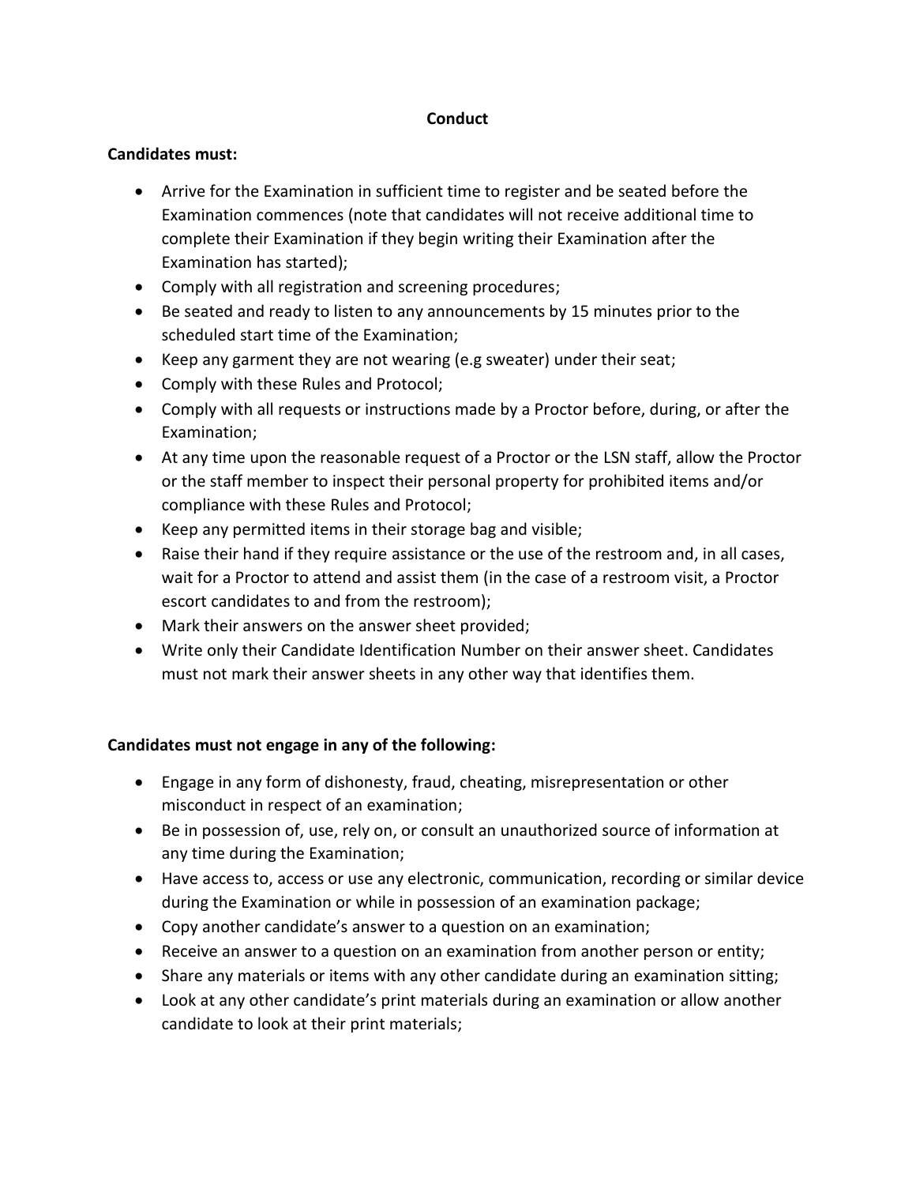## Conduct

**Candidates must:**

- Arrive for the Examination in sufficient time to register and be seated before the Examination commences (note that candidates will not receive additional time to complete their Examination if they begin writing their Examination after the Examination has started);
- Comply with all registration and screening procedures;
- Be seated and ready to listen to any announcements by 15 minutes prior to the scheduled start time of the Examination;
- Keep any garment they are not wearing (e.g sweater) under their seat;
- Comply with these Rules and Protocol;
- Comply with all requests or instructions made by a Proctor before, during, or after the Examination;
- At any time upon the reasonable request of a Proctor or the LSN staff, allow the Proctor or the staff member to inspect their personal property for prohibited items and/or compliance with these Rules and Protocol;
- Keep any permitted items in their storage bag and visible;
- Raise their hand if they require assistance or the use of the restroom and, in all cases, wait for a Proctor to attend and assist them (in the case of a restroom visit, a Proctor escort candidates to and from the restroom);
- Mark their answers on the answer sheet provided;
- Write only their Candidate Identification Number on their answer sheet. Candidates must not mark their answer sheets in any other way that identifies them.

**Candidates must not engage in any of the following:**

- Engage in any form of dishonesty, fraud, cheating, misrepresentation or other misconduct in respect of an examination;
- Be in possession of, use, rely on, or consult an unauthorized source of information at any time during the Examination;
- Have access to, access or use any electronic, communication, recording or similar device during the Examination or while in possession of an examination package;
- Copy another candidate's answer to a question on an examination;
- Receive an answer to a question on an examination from another person or entity;
- Share any materials or items with any other candidate during an examination sitting;
- Look at any other candidate's print materials during an examination or allow another candidate to look at their print materials;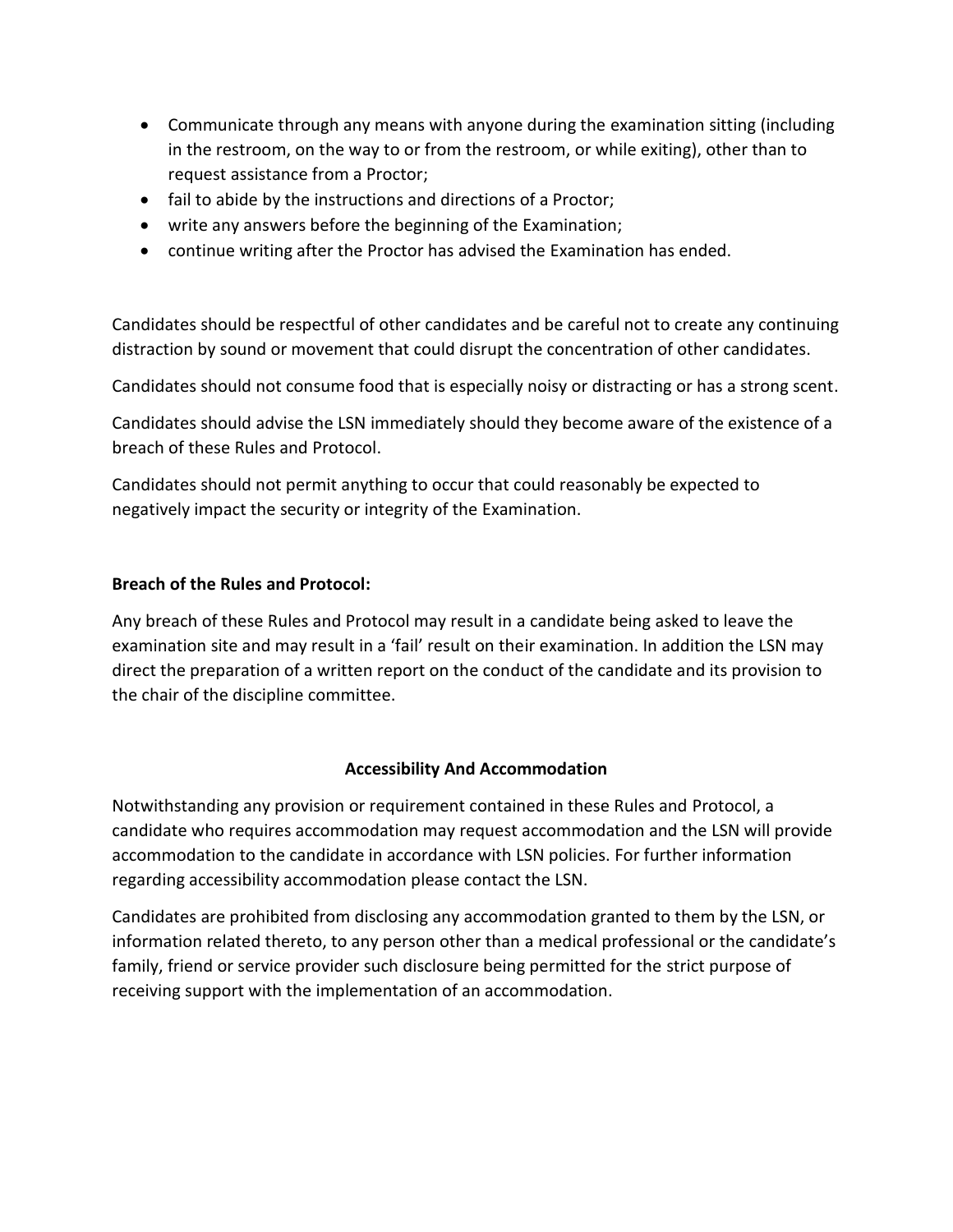- Communicate through any means with anyone during the examination sitting (including in the restroom, on the way to or from the restroom, or while exiting), other than to request assistance from a Proctor;
- fail to abide by the instructions and directions of a Proctor;
- write any answers before the beginning of the Examination;
- continue writing after the Proctor has advised the Examination has ended.

Candidates should be respectful of other candidates and be careful not to create any continuing distraction by sound or movement that could disrupt the concentration of other candidates.

Candidates should not consume food that is especially noisy or distracting or has a strong scent.

Candidates should advise the LSN immediately should they become aware of the existence of a breach of these Rules and Protocol.

Candidates should not permit anything to occur that could reasonably be expected to negatively impact the security or integrity of the Examination.

**Breach of the Rules and Protocol:**

Any breach of these Rules and Protocol may result in a candidate being asked to leave the examination site and may result in a 'fail' result on their examination. In addition the LSN may direct the preparation of a written report on the conduct of the candidate and its provision to the chair of the discipline committee.

## Accessibility And Accommodation

Notwithstanding any provision or requirement contained in these Rules and Protocol, a candidate who requires accommodation may request accommodation and the LSN will provide accommodation to the candidate in accordance with LSN policies. For further information regarding accessibility accommodation please contact the LSN.

Candidates are prohibited from disclosing any accommodation granted to them by the LSN, or information related thereto, to any person other than a medical professional or the candidate's family, friend or service provider such disclosure being permitted for the strict purpose of receiving support with the implementation of an accommodation.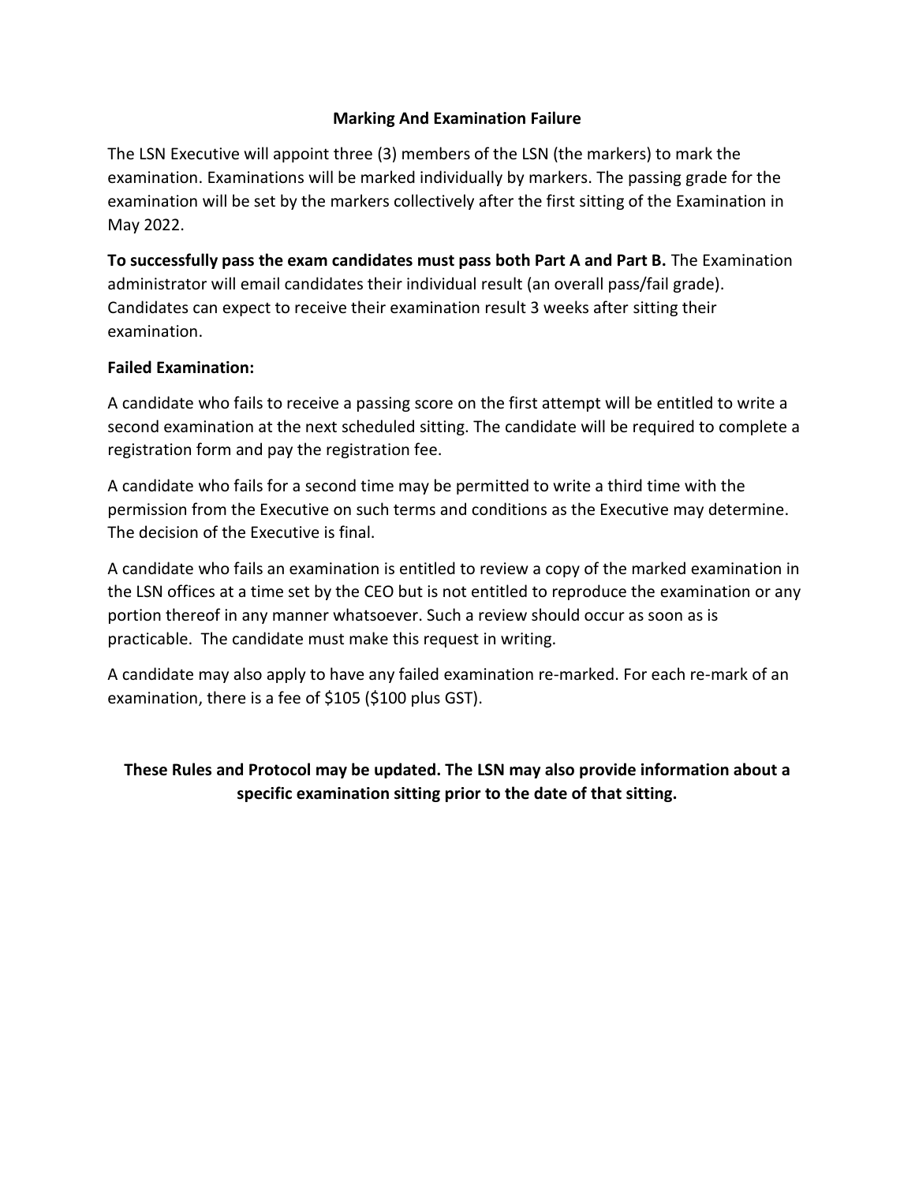## Marking And Examination Failure

The LSN Executive will appoint three (3) members of the LSN (the markers) to mark the examination. Examinations will be marked individually by markers. The passing grade for the examination will be set by the markers collectively after the first sitting of the Examination in May 2022.

**To successfully pass the exam candidates must pass both Part A and Part B.** The Examination administrator will email candidates their individual result (an overall pass/fail grade). Candidates can expect to receive their examination result 3 weeks after sitting their examination.

**Failed Examination:**

A candidate who fails to receive a passing score on the first attempt will be entitled to write a second examination at the next scheduled sitting. The candidate will be required to complete a registration form and pay the registration fee.

A candidate who fails for a second time may be permitted to write a third time with the permission from the Executive on such terms and conditions as the Executive may determine. The decision of the Executive is final.

A candidate who fails an examination is entitled to review a copy of the marked examination in the LSN offices at a time set by the CEO but is not entitled to reproduce the examination or any portion thereof in any manner whatsoever. Such a review should occur as soon as is practicable. The candidate must make this request in writing.

A candidate may also apply to have any failed examination re-marked. For each re-mark of an examination, there is a fee of $105 ($100 plus GST).

**These Rules and Protocol may be updated. The LSN may also provide information about a specific examination sitting prior to the date of that sitting.**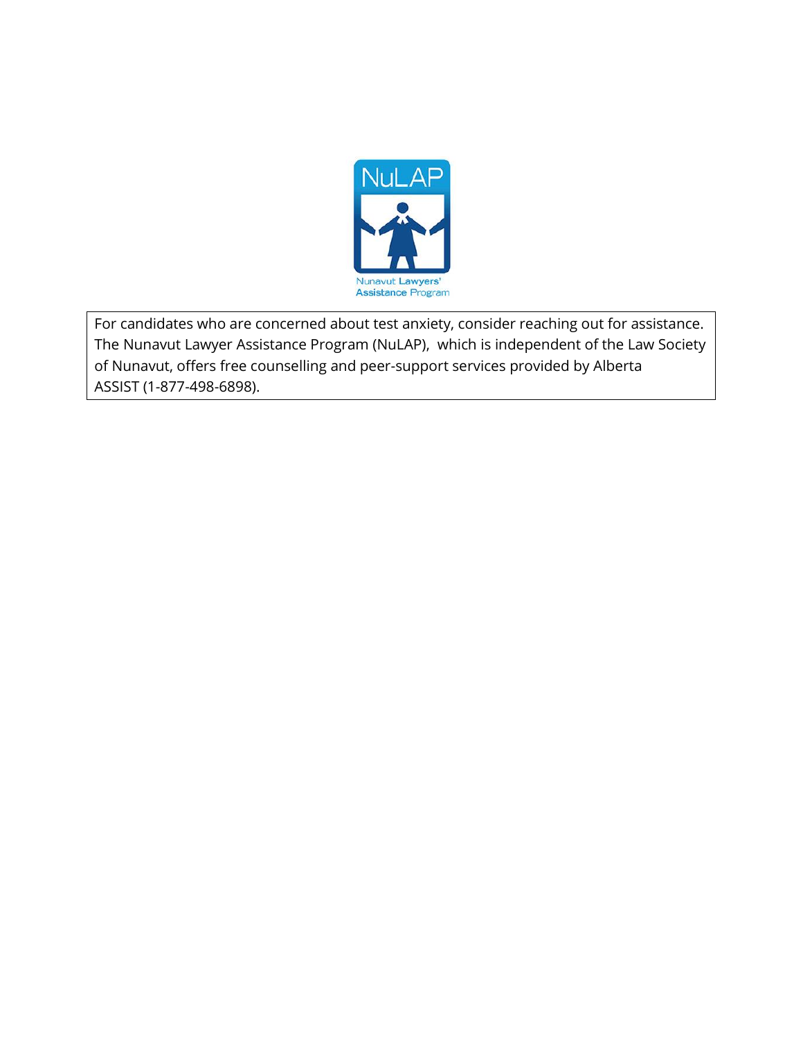NuLAP

Nunavut Lawyers' Assistance Program

For candidates who are concerned about test anxiety, consider reaching out for assistance. The Nunavut Lawyer Assistance Program (NuLAP), which is independent of the Law Society of Nunavut, offers free counselling and peer-support services provided by Alberta ASSIST (1-877-498-6898).